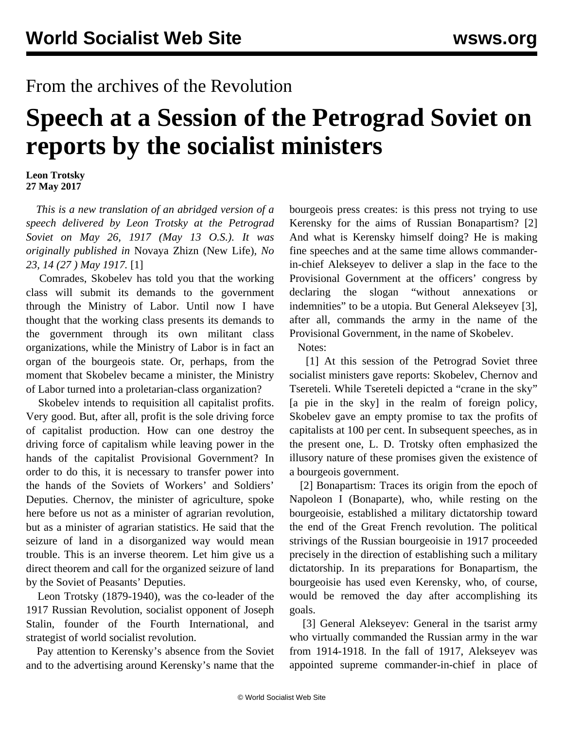From the archives of the Revolution

# Speech at a Session of the Petrograd Soviet on reports by the socialist ministers

**Leon Trotsky**
**27 May 2017**

*This is a new translation of an abridged version of a speech delivered by Leon Trotsky at the Petrograd Soviet on May 26, 1917 (May 13 O.S.). It was originally published in* Novaya Zhizn (New Life)*, No 23, 14 (27 ) May 1917.* [1]

Comrades, Skobelev has told you that the working class will submit its demands to the government through the Ministry of Labor. Until now I have thought that the working class presents its demands to the government through its own militant class organizations, while the Ministry of Labor is in fact an organ of the bourgeois state. Or, perhaps, from the moment that Skobelev became a minister, the Ministry of Labor turned into a proletarian-class organization?

Skobelev intends to requisition all capitalist profits. Very good. But, after all, profit is the sole driving force of capitalist production. How can one destroy the driving force of capitalism while leaving power in the hands of the capitalist Provisional Government? In order to do this, it is necessary to transfer power into the hands of the Soviets of Workers' and Soldiers' Deputies. Chernov, the minister of agriculture, spoke here before us not as a minister of agrarian revolution, but as a minister of agrarian statistics. He said that the seizure of land in a disorganized way would mean trouble. This is an inverse theorem. Let him give us a direct theorem and call for the organized seizure of land by the Soviet of Peasants' Deputies.

Leon Trotsky (1879-1940), was the co-leader of the 1917 Russian Revolution, socialist opponent of Joseph Stalin, founder of the Fourth International, and strategist of world socialist revolution.

Pay attention to Kerensky's absence from the Soviet and to the advertising around Kerensky's name that the bourgeois press creates: is this press not trying to use Kerensky for the aims of Russian Bonapartism? [2] And what is Kerensky himself doing? He is making fine speeches and at the same time allows commander-in-chief Alekseyev to deliver a slap in the face to the Provisional Government at the officers' congress by declaring the slogan "without annexations or indemnities" to be a utopia. But General Alekseyev [3], after all, commands the army in the name of the Provisional Government, in the name of Skobelev.

Notes:

[1] At this session of the Petrograd Soviet three socialist ministers gave reports: Skobelev, Chernov and Tsereteli. While Tsereteli depicted a "crane in the sky" [a pie in the sky] in the realm of foreign policy, Skobelev gave an empty promise to tax the profits of capitalists at 100 per cent. In subsequent speeches, as in the present one, L. D. Trotsky often emphasized the illusory nature of these promises given the existence of a bourgeois government.

[2] Bonapartism: Traces its origin from the epoch of Napoleon I (Bonaparte), who, while resting on the bourgeoisie, established a military dictatorship toward the end of the Great French revolution. The political strivings of the Russian bourgeoisie in 1917 proceeded precisely in the direction of establishing such a military dictatorship. In its preparations for Bonapartism, the bourgeoisie has used even Kerensky, who, of course, would be removed the day after accomplishing its goals.

[3] General Alekseyev: General in the tsarist army who virtually commanded the Russian army in the war from 1914-1918. In the fall of 1917, Alekseyev was appointed supreme commander-in-chief in place of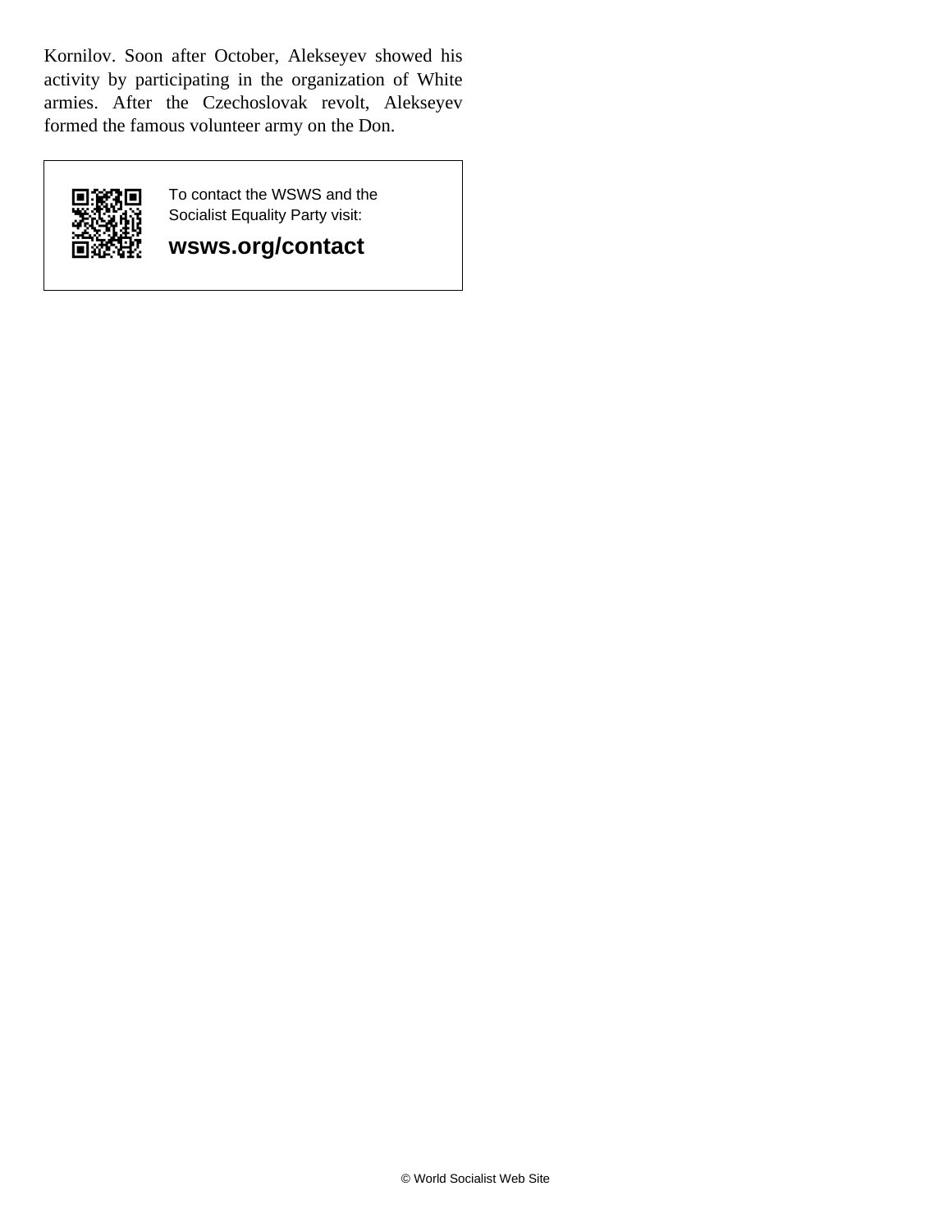Kornilov. Soon after October, Alekseyev showed his activity by participating in the organization of White armies. After the Czechoslovak revolt, Alekseyev formed the famous volunteer army on the Don.

To contact the WSWS and the Socialist Equality Party visit:

**wsws.org/contact**